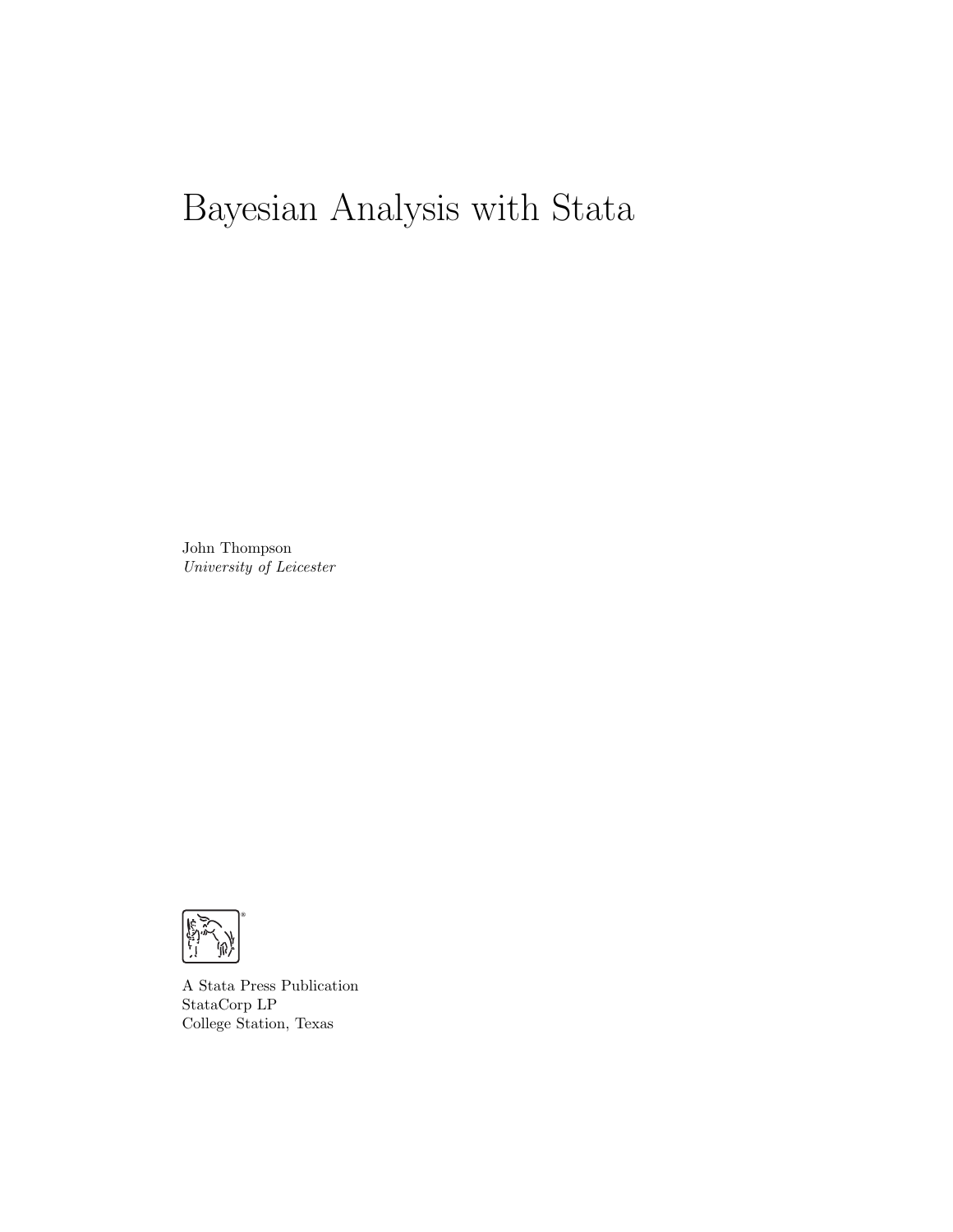# Bayesian Analysis with Stata

John Thompson
*University of Leicester*

A Stata Press Publication
StataCorp LP
College Station, Texas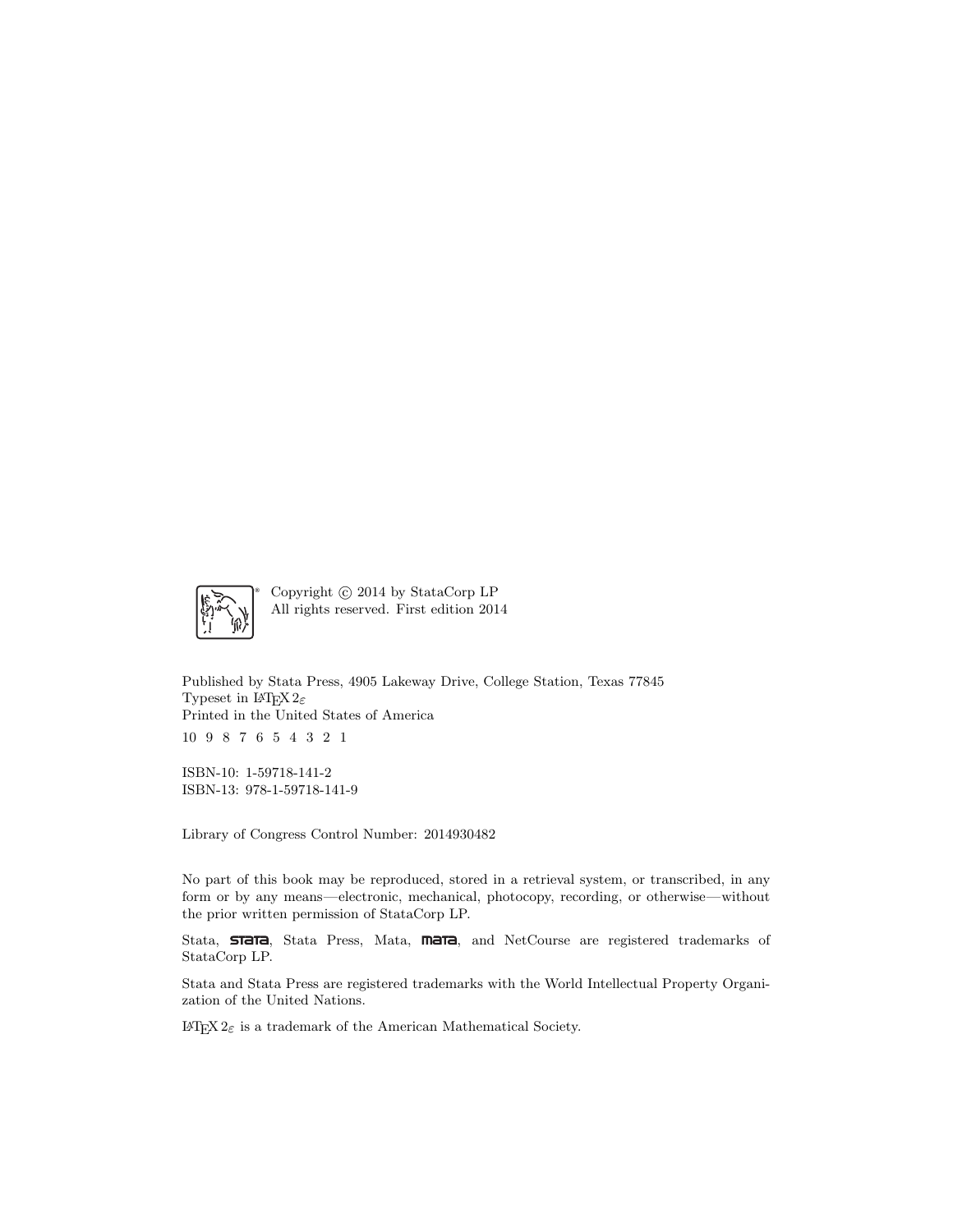Copyright © 2014 by StataCorp LP
All rights reserved. First edition 2014

Published by Stata Press, 4905 Lakeway Drive, College Station, Texas 77845
Typeset in $\LaTeX 2_\varepsilon$
Printed in the United States of America

10 9 8 7 6 5 4 3 2 1

ISBN-10: 1-59718-141-2
ISBN-13: 978-1-59718-141-9

Library of Congress Control Number: 2014930482

No part of this book may be reproduced, stored in a retrieval system, or transcribed, in any form or by any means—electronic, mechanical, photocopy, recording, or otherwise—without the prior written permission of StataCorp LP.

Stata, **STATA**, Stata Press, Mata, **MATA**, and NetCourse are registered trademarks of StataCorp LP.

Stata and Stata Press are registered trademarks with the World Intellectual Property Organization of the United Nations.

$\LaTeX 2_\varepsilon$ is a trademark of the American Mathematical Society.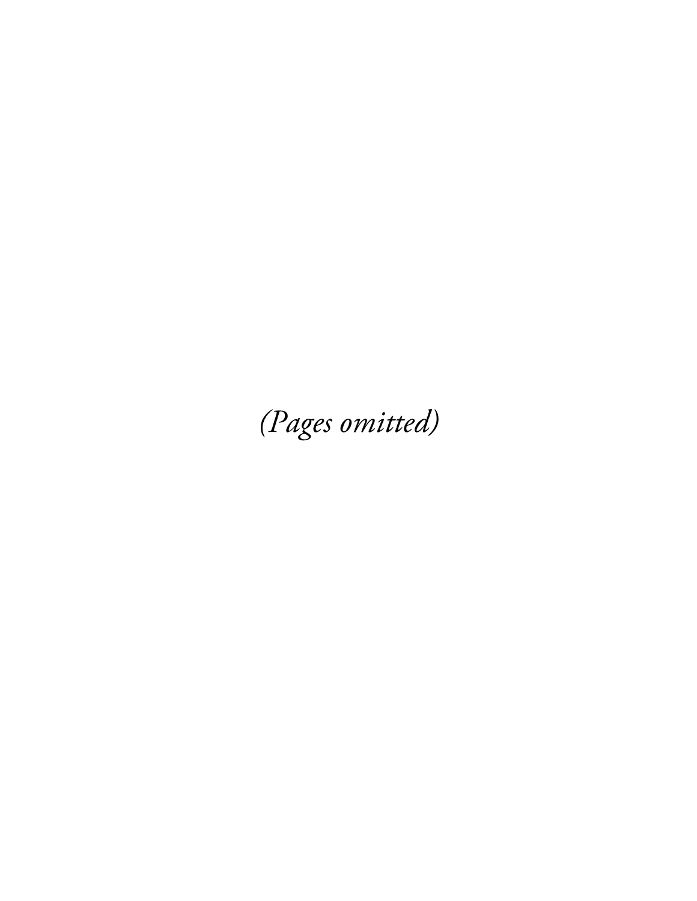*(Pages omitted)*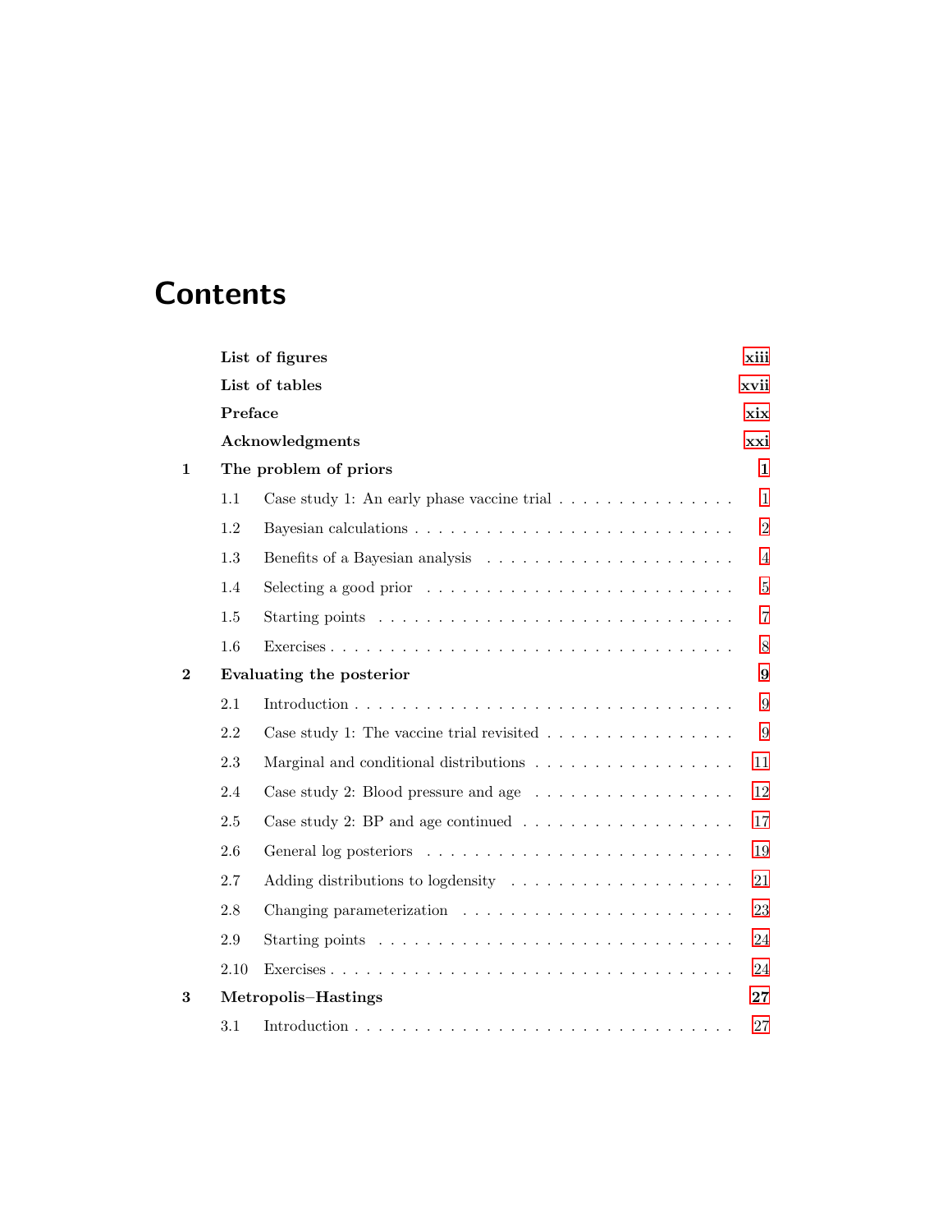# Contents

| | | |
|---|---|---|
| | **List of figures** | **xiii** |
| | **List of tables** | **xvii** |
| | **Preface** | **xix** |
| | **Acknowledgments** | **xxi** |
| **1** | **The problem of priors** | **1** |
| | 1.1 Case study 1: An early phase vaccine trial | 1 |
| | 1.2 Bayesian calculations | 2 |
| | 1.3 Benefits of a Bayesian analysis | 4 |
| | 1.4 Selecting a good prior | 5 |
| | 1.5 Starting points | 7 |
| | 1.6 Exercises | 8 |
| **2** | **Evaluating the posterior** | **9** |
| | 2.1 Introduction | 9 |
| | 2.2 Case study 1: The vaccine trial revisited | 9 |
| | 2.3 Marginal and conditional distributions | 11 |
| | 2.4 Case study 2: Blood pressure and age | 12 |
| | 2.5 Case study 2: BP and age continued | 17 |
| | 2.6 General log posteriors | 19 |
| | 2.7 Adding distributions to logdensity | 21 |
| | 2.8 Changing parameterization | 23 |
| | 2.9 Starting points | 24 |
| | 2.10 Exercises | 24 |
| **3** | **Metropolis–Hastings** | **27** |
| | 3.1 Introduction | 27 |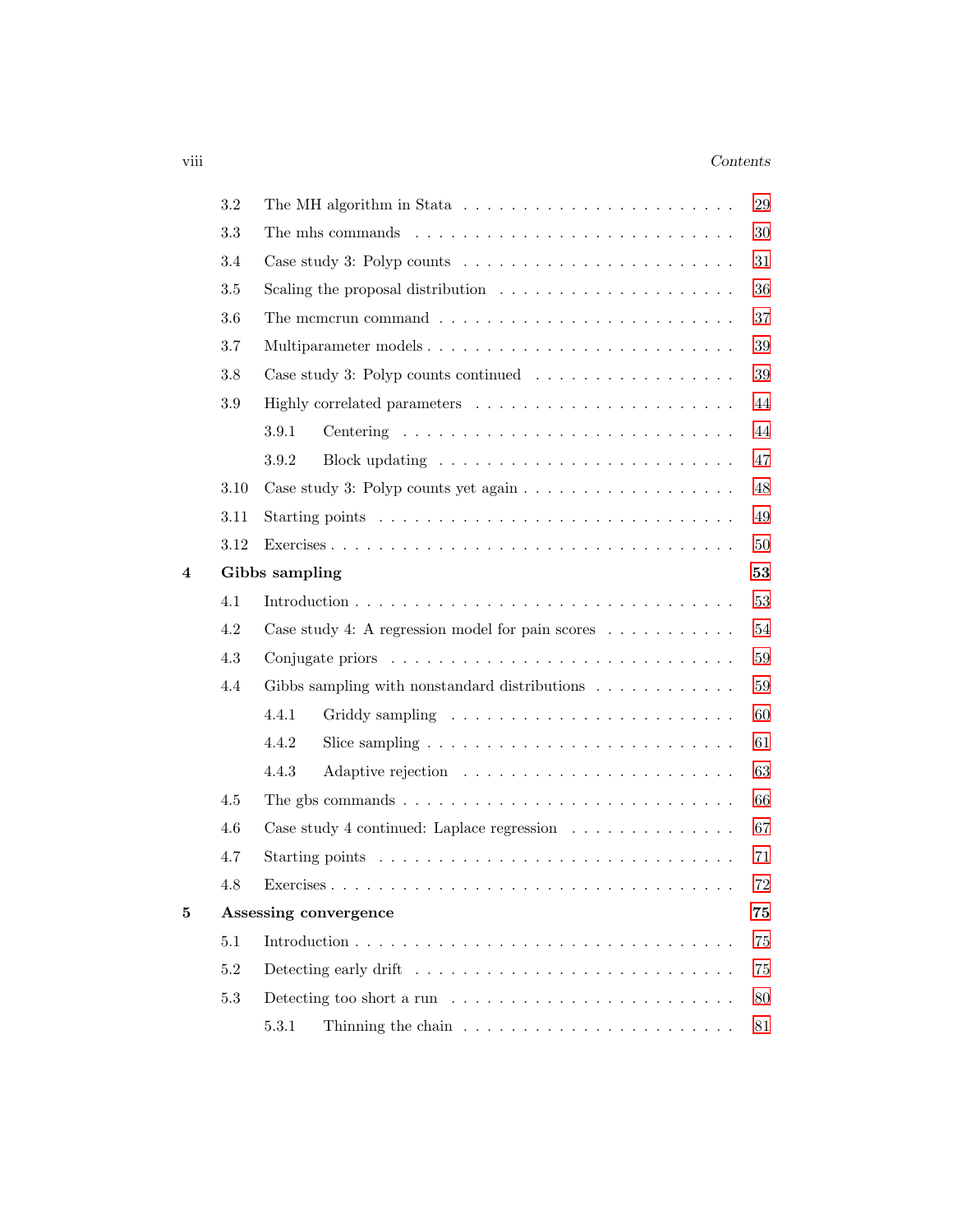| | | |
|---|---|---|
| 3.2 | The MH algorithm in Stata | 29 |
| 3.3 | The mhs commands | 30 |
| 3.4 | Case study 3: Polyp counts | 31 |
| 3.5 | Scaling the proposal distribution | 36 |
| 3.6 | The mcmcrun command | 37 |
| 3.7 | Multiparameter models | 39 |
| 3.8 | Case study 3: Polyp counts continued | 39 |
| 3.9 | Highly correlated parameters | 44 |
| 3.9.1 | Centering | 44 |
| 3.9.2 | Block updating | 47 |
| 3.10 | Case study 3: Polyp counts yet again | 48 |
| 3.11 | Starting points | 49 |
| 3.12 | Exercises | 50 |
| **4** | **Gibbs sampling** | **53** |
| 4.1 | Introduction | 53 |
| 4.2 | Case study 4: A regression model for pain scores | 54 |
| 4.3 | Conjugate priors | 59 |
| 4.4 | Gibbs sampling with nonstandard distributions | 59 |
| 4.4.1 | Griddy sampling | 60 |
| 4.4.2 | Slice sampling | 61 |
| 4.4.3 | Adaptive rejection | 63 |
| 4.5 | The gbs commands | 66 |
| 4.6 | Case study 4 continued: Laplace regression | 67 |
| 4.7 | Starting points | 71 |
| 4.8 | Exercises | 72 |
| **5** | **Assessing convergence** | **75** |
| 5.1 | Introduction | 75 |
| 5.2 | Detecting early drift | 75 |
| 5.3 | Detecting too short a run | 80 |
| 5.3.1 | Thinning the chain | 81 |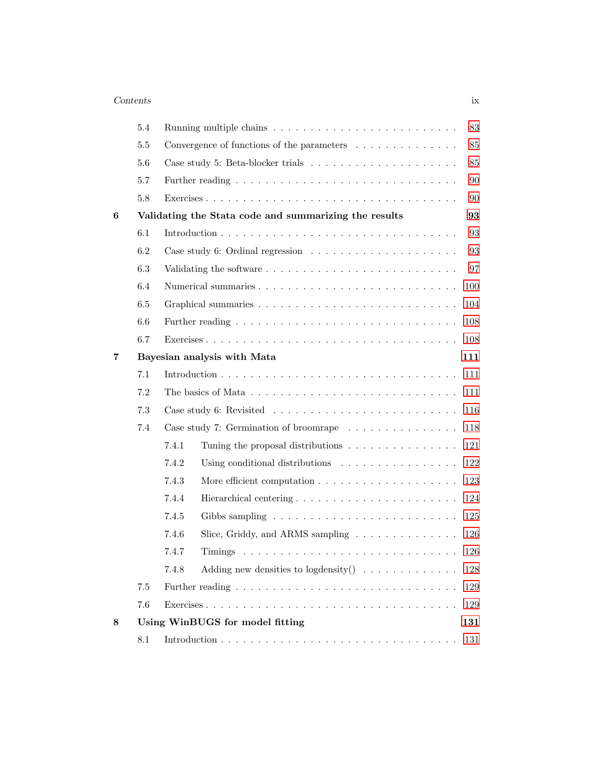| | | |
|---|---|---|
| 5.4 | Running multiple chains | 83 |
| 5.5 | Convergence of functions of the parameters | 85 |
| 5.6 | Case study 5: Beta-blocker trials | 85 |
| 5.7 | Further reading | 90 |
| 5.8 | Exercises | 90 |
| **6** | **Validating the Stata code and summarizing the results** | **93** |
| 6.1 | Introduction | 93 |
| 6.2 | Case study 6: Ordinal regression | 93 |
| 6.3 | Validating the software | 97 |
| 6.4 | Numerical summaries | 100 |
| 6.5 | Graphical summaries | 104 |
| 6.6 | Further reading | 108 |
| 6.7 | Exercises | 108 |
| **7** | **Bayesian analysis with Mata** | **111** |
| 7.1 | Introduction | 111 |
| 7.2 | The basics of Mata | 111 |
| 7.3 | Case study 6: Revisited | 116 |
| 7.4 | Case study 7: Germination of broomrape | 118 |
| 7.4.1 | Tuning the proposal distributions | 121 |
| 7.4.2 | Using conditional distributions | 122 |
| 7.4.3 | More efficient computation | 123 |
| 7.4.4 | Hierarchical centering | 124 |
| 7.4.5 | Gibbs sampling | 125 |
| 7.4.6 | Slice, Griddy, and ARMS sampling | 126 |
| 7.4.7 | Timings | 126 |
| 7.4.8 | Adding new densities to logdensity() | 128 |
| 7.5 | Further reading | 129 |
| 7.6 | Exercises | 129 |
| **8** | **Using WinBUGS for model fitting** | **131** |
| 8.1 | Introduction | 131 |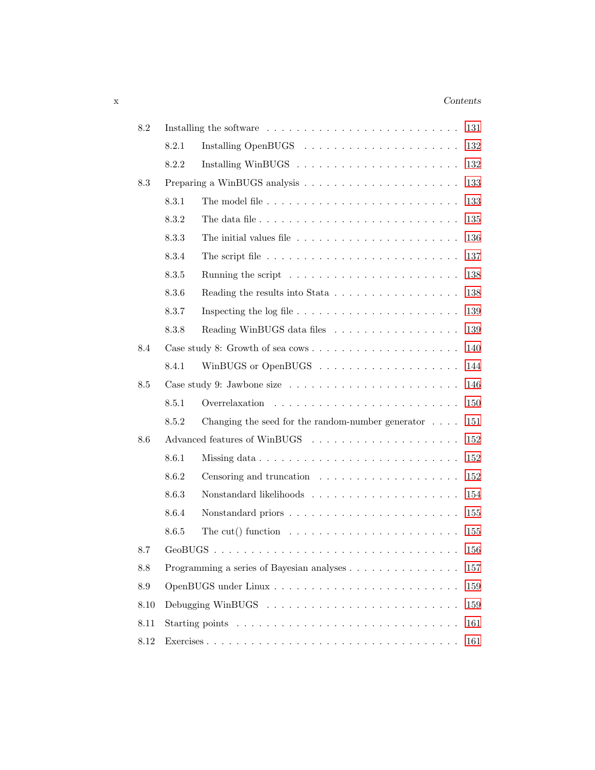| | | |
|---|---|---|
| 8.2 | Installing the software | 131 |
| | 8.2.1 Installing OpenBUGS | 132 |
| | 8.2.2 Installing WinBUGS | 132 |
| 8.3 | Preparing a WinBUGS analysis | 133 |
| | 8.3.1 The model file | 133 |
| | 8.3.2 The data file | 135 |
| | 8.3.3 The initial values file | 136 |
| | 8.3.4 The script file | 137 |
| | 8.3.5 Running the script | 138 |
| | 8.3.6 Reading the results into Stata | 138 |
| | 8.3.7 Inspecting the log file | 139 |
| | 8.3.8 Reading WinBUGS data files | 139 |
| 8.4 | Case study 8: Growth of sea cows | 140 |
| | 8.4.1 WinBUGS or OpenBUGS | 144 |
| 8.5 | Case study 9: Jawbone size | 146 |
| | 8.5.1 Overrelaxation | 150 |
| | 8.5.2 Changing the seed for the random-number generator | 151 |
| 8.6 | Advanced features of WinBUGS | 152 |
| | 8.6.1 Missing data | 152 |
| | 8.6.2 Censoring and truncation | 152 |
| | 8.6.3 Nonstandard likelihoods | 154 |
| | 8.6.4 Nonstandard priors | 155 |
| | 8.6.5 The cut() function | 155 |
| 8.7 | GeoBUGS | 156 |
| 8.8 | Programming a series of Bayesian analyses | 157 |
| 8.9 | OpenBUGS under Linux | 159 |
| 8.10 | Debugging WinBUGS | 159 |
| 8.11 | Starting points | 161 |
| 8.12 | Exercises | 161 |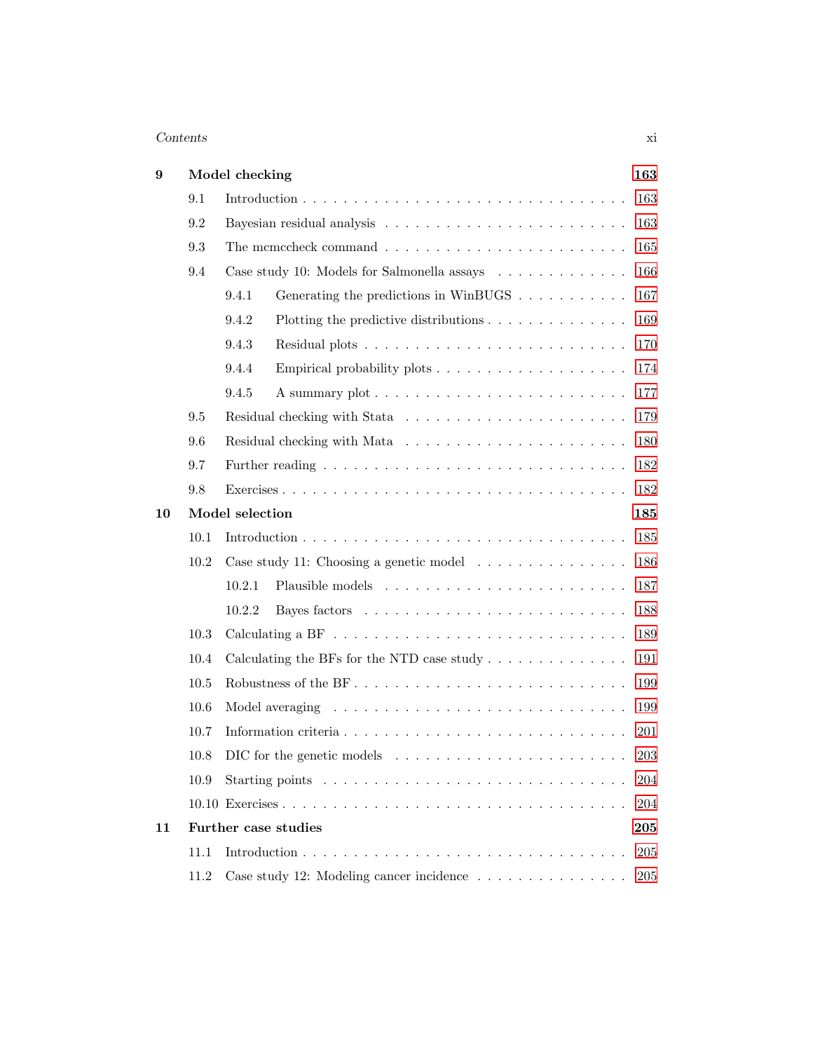**9 Model checking** **163**

- 9.1 Introduction . . . 163
- 9.2 Bayesian residual analysis . . . 163
- 9.3 The mcmccheck command . . . 165
- 9.4 Case study 10: Models for Salmonella assays . . . 166
  - 9.4.1 Generating the predictions in WinBUGS . . . 167
  - 9.4.2 Plotting the predictive distributions . . . 169
  - 9.4.3 Residual plots . . . 170
  - 9.4.4 Empirical probability plots . . . 174
  - 9.4.5 A summary plot . . . 177
- 9.5 Residual checking with Stata . . . 179
- 9.6 Residual checking with Mata . . . 180
- 9.7 Further reading . . . 182
- 9.8 Exercises . . . 182

**10 Model selection** **185**

- 10.1 Introduction . . . 185
- 10.2 Case study 11: Choosing a genetic model . . . 186
  - 10.2.1 Plausible models . . . 187
  - 10.2.2 Bayes factors . . . 188
- 10.3 Calculating a BF . . . 189
- 10.4 Calculating the BFs for the NTD case study . . . 191
- 10.5 Robustness of the BF . . . 199
- 10.6 Model averaging . . . 199
- 10.7 Information criteria . . . 201
- 10.8 DIC for the genetic models . . . 203
- 10.9 Starting points . . . 204
- 10.10 Exercises . . . 204

**11 Further case studies** **205**

- 11.1 Introduction . . . 205
- 11.2 Case study 12: Modeling cancer incidence . . . 205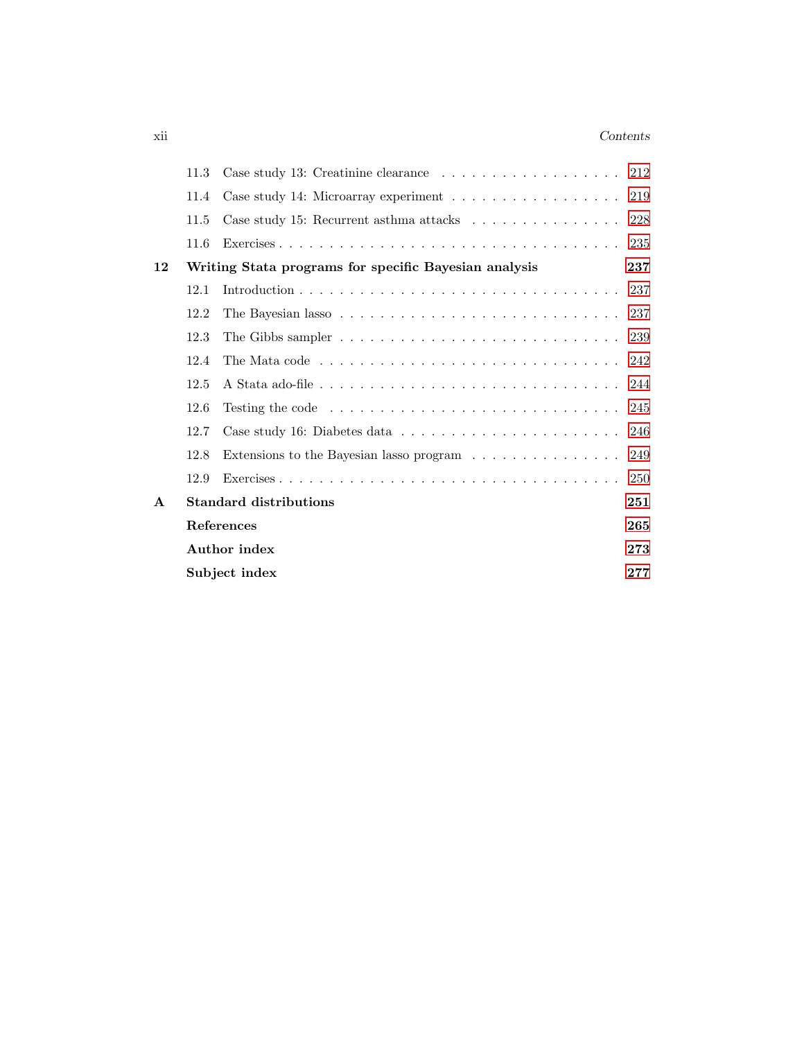| | | |
|---|---|---|
| 11.3 | Case study 13: Creatinine clearance | 212 |
| 11.4 | Case study 14: Microarray experiment | 219 |
| 11.5 | Case study 15: Recurrent asthma attacks | 228 |
| 11.6 | Exercises | 235 |
| **12** | **Writing Stata programs for specific Bayesian analysis** | **237** |
| 12.1 | Introduction | 237 |
| 12.2 | The Bayesian lasso | 237 |
| 12.3 | The Gibbs sampler | 239 |
| 12.4 | The Mata code | 242 |
| 12.5 | A Stata ado-file | 244 |
| 12.6 | Testing the code | 245 |
| 12.7 | Case study 16: Diabetes data | 246 |
| 12.8 | Extensions to the Bayesian lasso program | 249 |
| 12.9 | Exercises | 250 |
| **A** | **Standard distributions** | **251** |
| | **References** | **265** |
| | **Author index** | **273** |
| | **Subject index** | **277** |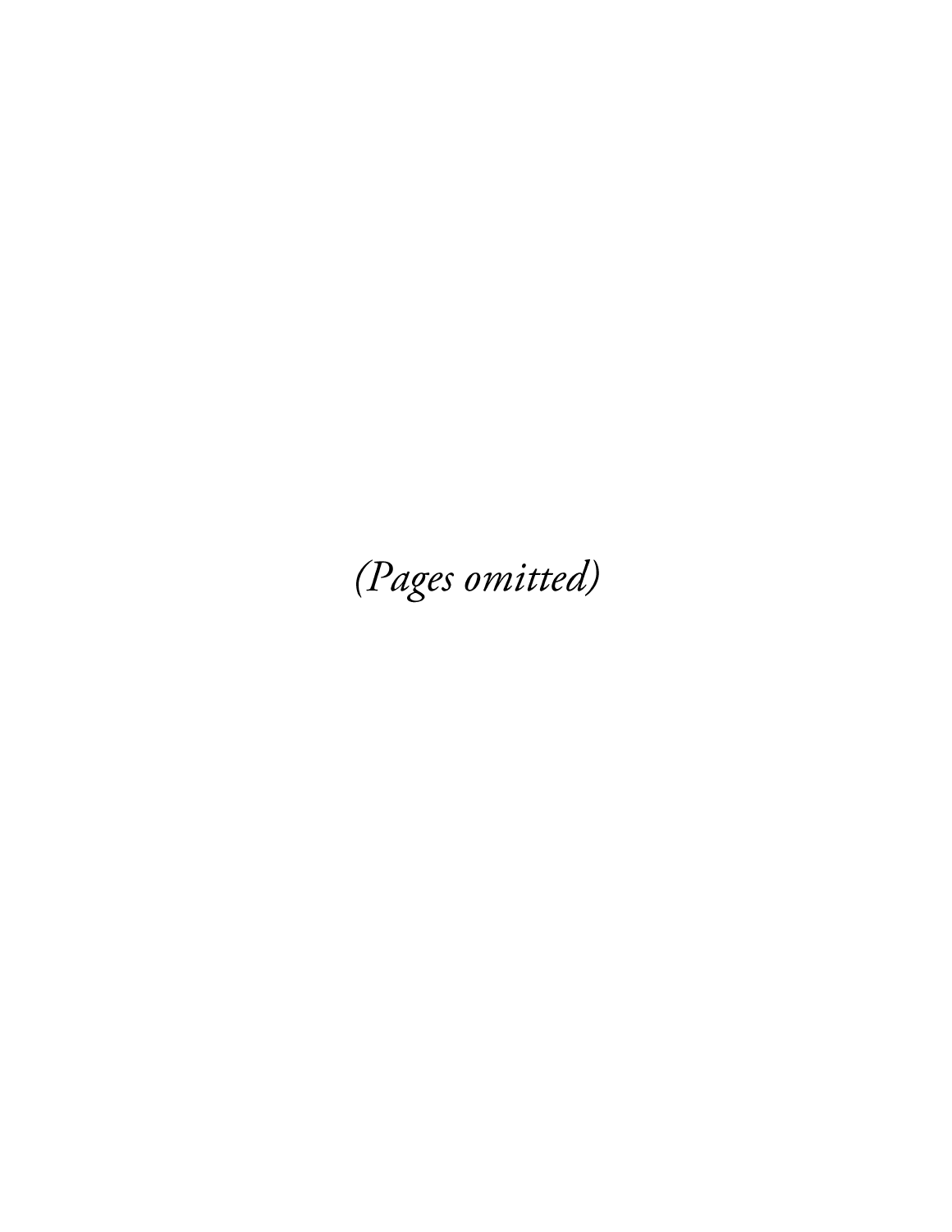*(Pages omitted)*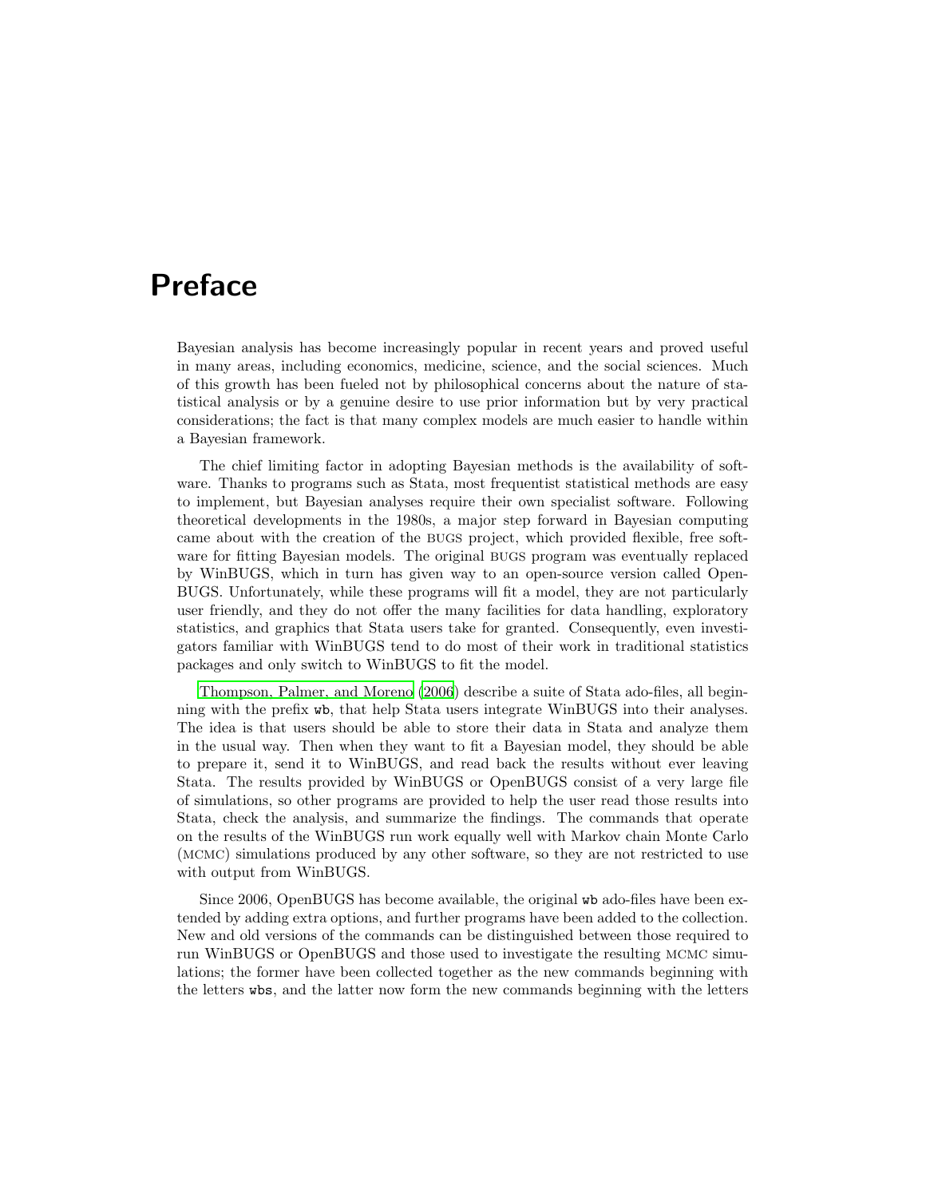# Preface

Bayesian analysis has become increasingly popular in recent years and proved useful in many areas, including economics, medicine, science, and the social sciences. Much of this growth has been fueled not by philosophical concerns about the nature of statistical analysis or by a genuine desire to use prior information but by very practical considerations; the fact is that many complex models are much easier to handle within a Bayesian framework.

The chief limiting factor in adopting Bayesian methods is the availability of software. Thanks to programs such as Stata, most frequentist statistical methods are easy to implement, but Bayesian analyses require their own specialist software. Following theoretical developments in the 1980s, a major step forward in Bayesian computing came about with the creation of the BUGS project, which provided flexible, free software for fitting Bayesian models. The original BUGS program was eventually replaced by WinBUGS, which in turn has given way to an open-source version called OpenBUGS. Unfortunately, while these programs will fit a model, they are not particularly user friendly, and they do not offer the many facilities for data handling, exploratory statistics, and graphics that Stata users take for granted. Consequently, even investigators familiar with WinBUGS tend to do most of their work in traditional statistics packages and only switch to WinBUGS to fit the model.

Thompson, Palmer, and Moreno (2006) describe a suite of Stata ado-files, all beginning with the prefix `wb`, that help Stata users integrate WinBUGS into their analyses. The idea is that users should be able to store their data in Stata and analyze them in the usual way. Then when they want to fit a Bayesian model, they should be able to prepare it, send it to WinBUGS, and read back the results without ever leaving Stata. The results provided by WinBUGS or OpenBUGS consist of a very large file of simulations, so other programs are provided to help the user read those results into Stata, check the analysis, and summarize the findings. The commands that operate on the results of the WinBUGS run work equally well with Markov chain Monte Carlo (MCMC) simulations produced by any other software, so they are not restricted to use with output from WinBUGS.

Since 2006, OpenBUGS has become available, the original `wb` ado-files have been extended by adding extra options, and further programs have been added to the collection. New and old versions of the commands can be distinguished between those required to run WinBUGS or OpenBUGS and those used to investigate the resulting MCMC simulations; the former have been collected together as the new commands beginning with the letters `wbs`, and the latter now form the new commands beginning with the letters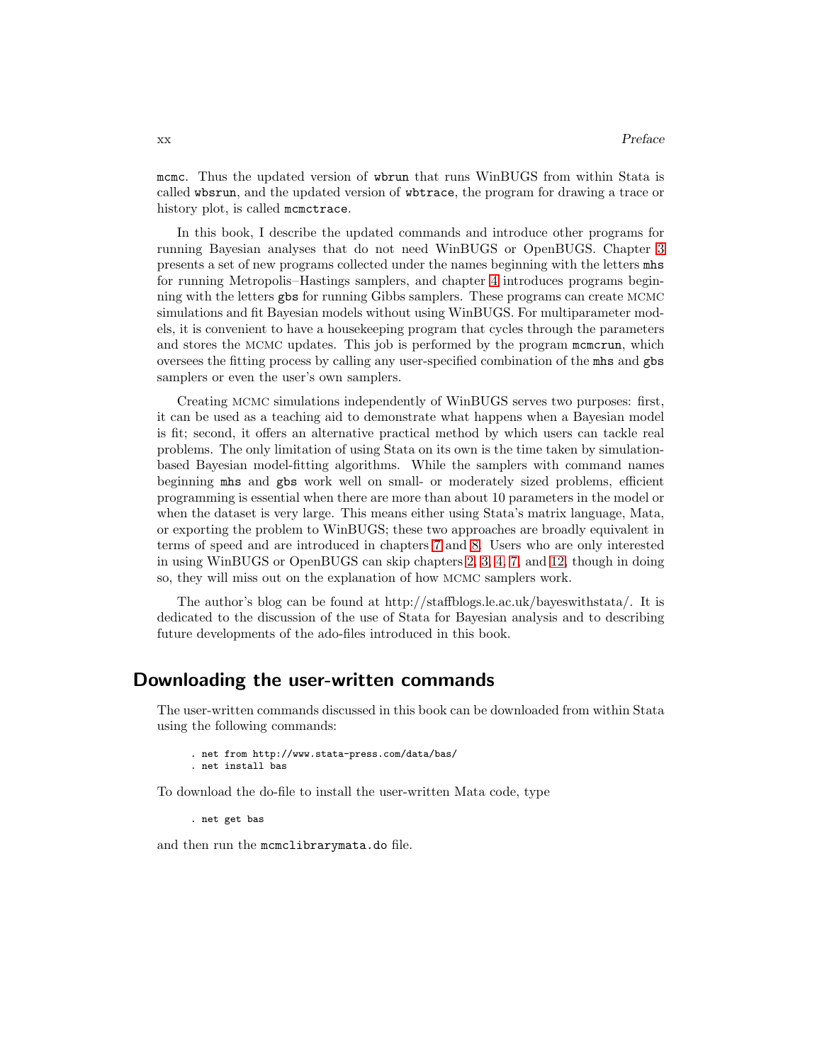`mcmc`. Thus the updated version of `wbrun` that runs WinBUGS from within Stata is called `wbsrun`, and the updated version of `wbtrace`, the program for drawing a trace or history plot, is called `mcmctrace`.

In this book, I describe the updated commands and introduce other programs for running Bayesian analyses that do not need WinBUGS or OpenBUGS. Chapter 3 presents a set of new programs collected under the names beginning with the letters `mhs` for running Metropolis–Hastings samplers, and chapter 4 introduces programs beginning with the letters `gbs` for running Gibbs samplers. These programs can create MCMC simulations and fit Bayesian models without using WinBUGS. For multiparameter models, it is convenient to have a housekeeping program that cycles through the parameters and stores the MCMC updates. This job is performed by the program `mcmcrun`, which oversees the fitting process by calling any user-specified combination of the `mhs` and `gbs` samplers or even the user's own samplers.

Creating MCMC simulations independently of WinBUGS serves two purposes: first, it can be used as a teaching aid to demonstrate what happens when a Bayesian model is fit; second, it offers an alternative practical method by which users can tackle real problems. The only limitation of using Stata on its own is the time taken by simulation-based Bayesian model-fitting algorithms. While the samplers with command names beginning `mhs` and `gbs` work well on small- or moderately sized problems, efficient programming is essential when there are more than about 10 parameters in the model or when the dataset is very large. This means either using Stata's matrix language, Mata, or exporting the problem to WinBUGS; these two approaches are broadly equivalent in terms of speed and are introduced in chapters 7 and 8. Users who are only interested in using WinBUGS or OpenBUGS can skip chapters 2, 3, 4, 7, and 12, though in doing so, they will miss out on the explanation of how MCMC samplers work.

The author's blog can be found at http://staffblogs.le.ac.uk/bayeswithstata/. It is dedicated to the discussion of the use of Stata for Bayesian analysis and to describing future developments of the ado-files introduced in this book.

## Downloading the user-written commands

The user-written commands discussed in this book can be downloaded from within Stata using the following commands:

```
. net from http://www.stata-press.com/data/bas/
. net install bas
```

To download the do-file to install the user-written Mata code, type

```
. net get bas
```

and then run the `mcmclibrarymata.do` file.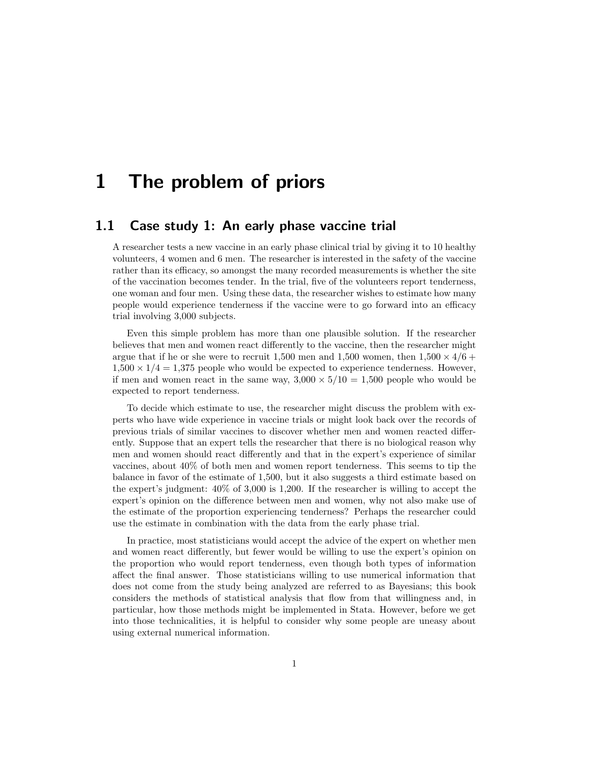# 1 The problem of priors

## 1.1 Case study 1: An early phase vaccine trial

A researcher tests a new vaccine in an early phase clinical trial by giving it to 10 healthy volunteers, 4 women and 6 men. The researcher is interested in the safety of the vaccine rather than its efficacy, so amongst the many recorded measurements is whether the site of the vaccination becomes tender. In the trial, five of the volunteers report tenderness, one woman and four men. Using these data, the researcher wishes to estimate how many people would experience tenderness if the vaccine were to go forward into an efficacy trial involving 3,000 subjects.

Even this simple problem has more than one plausible solution. If the researcher believes that men and women react differently to the vaccine, then the researcher might argue that if he or she were to recruit 1,500 men and 1,500 women, then $1{,}500 \times 4/6 + 1{,}500 \times 1/4 = 1{,}375$ people who would be expected to experience tenderness. However, if men and women react in the same way, $3{,}000 \times 5/10 = 1{,}500$ people who would be expected to report tenderness.

To decide which estimate to use, the researcher might discuss the problem with experts who have wide experience in vaccine trials or might look back over the records of previous trials of similar vaccines to discover whether men and women reacted differently. Suppose that an expert tells the researcher that there is no biological reason why men and women should react differently and that in the expert's experience of similar vaccines, about 40% of both men and women report tenderness. This seems to tip the balance in favor of the estimate of 1,500, but it also suggests a third estimate based on the expert's judgment: 40% of 3,000 is 1,200. If the researcher is willing to accept the expert's opinion on the difference between men and women, why not also make use of the estimate of the proportion experiencing tenderness? Perhaps the researcher could use the estimate in combination with the data from the early phase trial.

In practice, most statisticians would accept the advice of the expert on whether men and women react differently, but fewer would be willing to use the expert's opinion on the proportion who would report tenderness, even though both types of information affect the final answer. Those statisticians willing to use numerical information that does not come from the study being analyzed are referred to as Bayesians; this book considers the methods of statistical analysis that flow from that willingness and, in particular, how those methods might be implemented in Stata. However, before we get into those technicalities, it is helpful to consider why some people are uneasy about using external numerical information.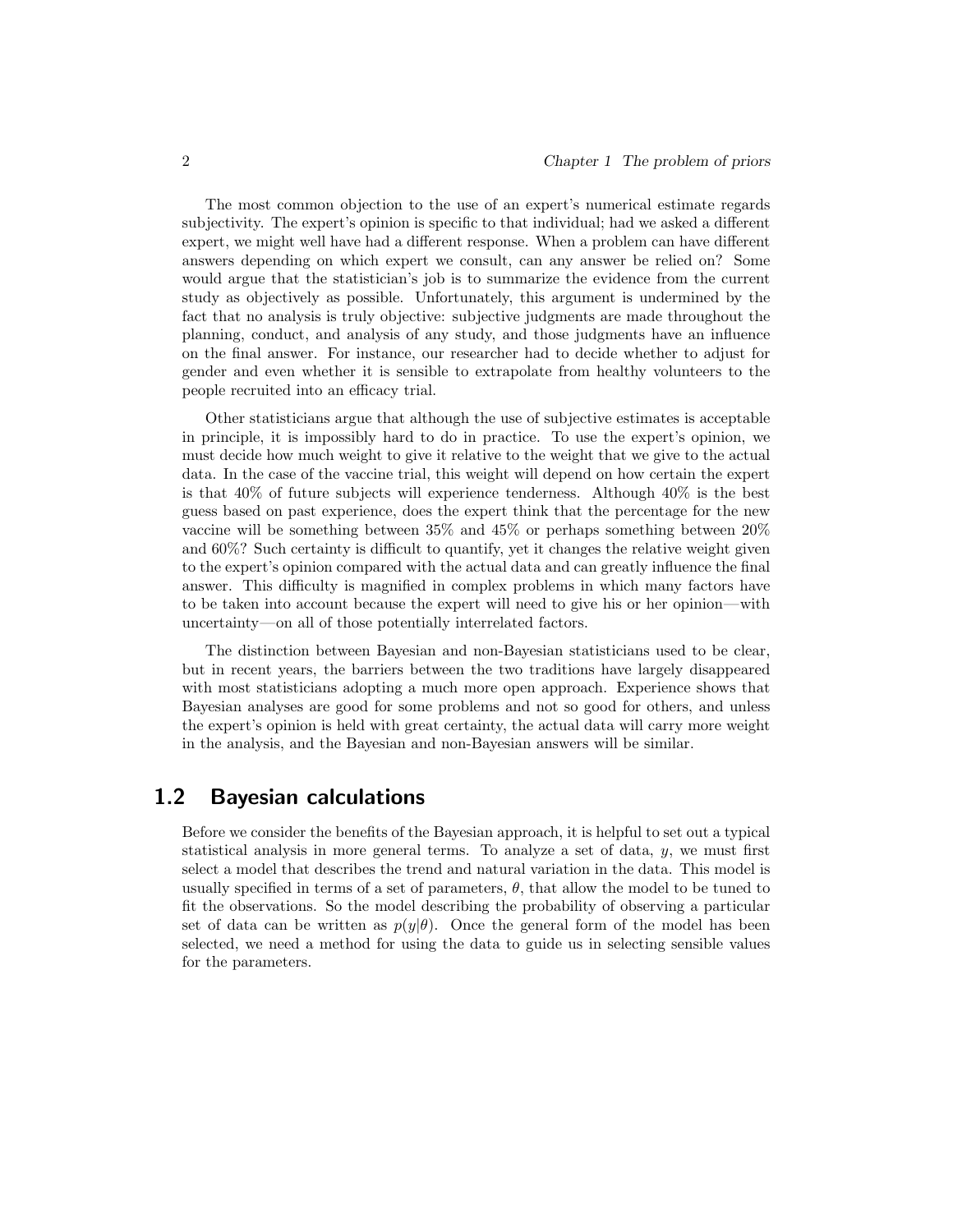The most common objection to the use of an expert's numerical estimate regards subjectivity. The expert's opinion is specific to that individual; had we asked a different expert, we might well have had a different response. When a problem can have different answers depending on which expert we consult, can any answer be relied on? Some would argue that the statistician's job is to summarize the evidence from the current study as objectively as possible. Unfortunately, this argument is undermined by the fact that no analysis is truly objective: subjective judgments are made throughout the planning, conduct, and analysis of any study, and those judgments have an influence on the final answer. For instance, our researcher had to decide whether to adjust for gender and even whether it is sensible to extrapolate from healthy volunteers to the people recruited into an efficacy trial.

Other statisticians argue that although the use of subjective estimates is acceptable in principle, it is impossibly hard to do in practice. To use the expert's opinion, we must decide how much weight to give it relative to the weight that we give to the actual data. In the case of the vaccine trial, this weight will depend on how certain the expert is that 40% of future subjects will experience tenderness. Although 40% is the best guess based on past experience, does the expert think that the percentage for the new vaccine will be something between 35% and 45% or perhaps something between 20% and 60%? Such certainty is difficult to quantify, yet it changes the relative weight given to the expert's opinion compared with the actual data and can greatly influence the final answer. This difficulty is magnified in complex problems in which many factors have to be taken into account because the expert will need to give his or her opinion—with uncertainty—on all of those potentially interrelated factors.

The distinction between Bayesian and non-Bayesian statisticians used to be clear, but in recent years, the barriers between the two traditions have largely disappeared with most statisticians adopting a much more open approach. Experience shows that Bayesian analyses are good for some problems and not so good for others, and unless the expert's opinion is held with great certainty, the actual data will carry more weight in the analysis, and the Bayesian and non-Bayesian answers will be similar.

## 1.2 Bayesian calculations

Before we consider the benefits of the Bayesian approach, it is helpful to set out a typical statistical analysis in more general terms. To analyze a set of data, $y$, we must first select a model that describes the trend and natural variation in the data. This model is usually specified in terms of a set of parameters, $\theta$, that allow the model to be tuned to fit the observations. So the model describing the probability of observing a particular set of data can be written as $p(y|\theta)$. Once the general form of the model has been selected, we need a method for using the data to guide us in selecting sensible values for the parameters.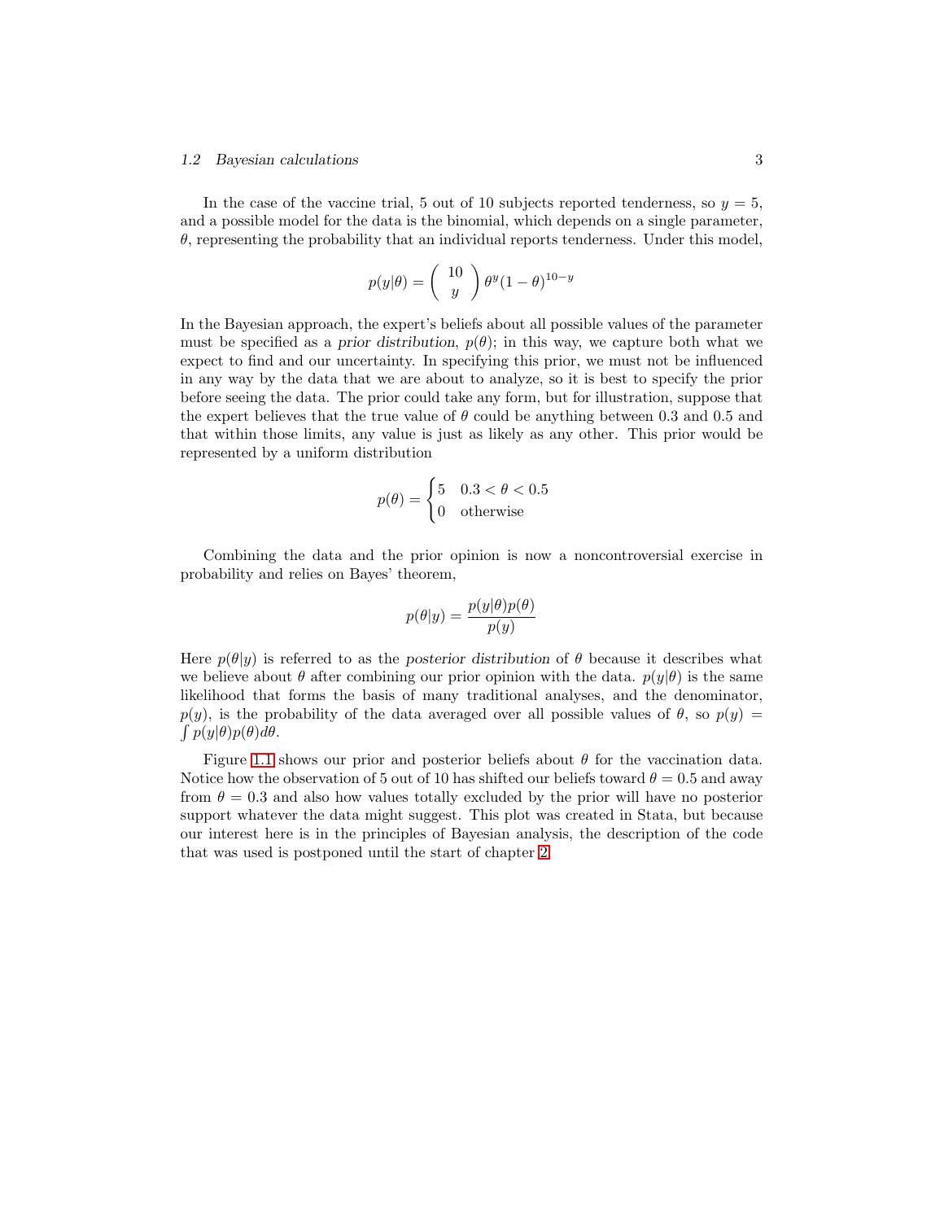In the case of the vaccine trial, 5 out of 10 subjects reported tenderness, so $y = 5$, and a possible model for the data is the binomial, which depends on a single parameter, $\theta$, representing the probability that an individual reports tenderness. Under this model,

$$p(y|\theta) = \binom{10}{y} \theta^y (1-\theta)^{10-y}$$

In the Bayesian approach, the expert's beliefs about all possible values of the parameter must be specified as a *prior distribution*, $p(\theta)$; in this way, we capture both what we expect to find and our uncertainty. In specifying this prior, we must not be influenced in any way by the data that we are about to analyze, so it is best to specify the prior before seeing the data. The prior could take any form, but for illustration, suppose that the expert believes that the true value of $\theta$ could be anything between 0.3 and 0.5 and that within those limits, any value is just as likely as any other. This prior would be represented by a uniform distribution

$$p(\theta) = \begin{cases} 5 & 0.3 < \theta < 0.5 \\ 0 & \text{otherwise} \end{cases}$$

Combining the data and the prior opinion is now a noncontroversial exercise in probability and relies on Bayes' theorem,

$$p(\theta|y) = \frac{p(y|\theta)p(\theta)}{p(y)}$$

Here $p(\theta|y)$ is referred to as the *posterior distribution* of $\theta$ because it describes what we believe about $\theta$ after combining our prior opinion with the data. $p(y|\theta)$ is the same likelihood that forms the basis of many traditional analyses, and the denominator, $p(y)$, is the probability of the data averaged over all possible values of $\theta$, so $p(y) = \int p(y|\theta)p(\theta)d\theta$.

Figure 1.1 shows our prior and posterior beliefs about $\theta$ for the vaccination data. Notice how the observation of 5 out of 10 has shifted our beliefs toward $\theta = 0.5$ and away from $\theta = 0.3$ and also how values totally excluded by the prior will have no posterior support whatever the data might suggest. This plot was created in Stata, but because our interest here is in the principles of Bayesian analysis, the description of the code that was used is postponed until the start of chapter 2.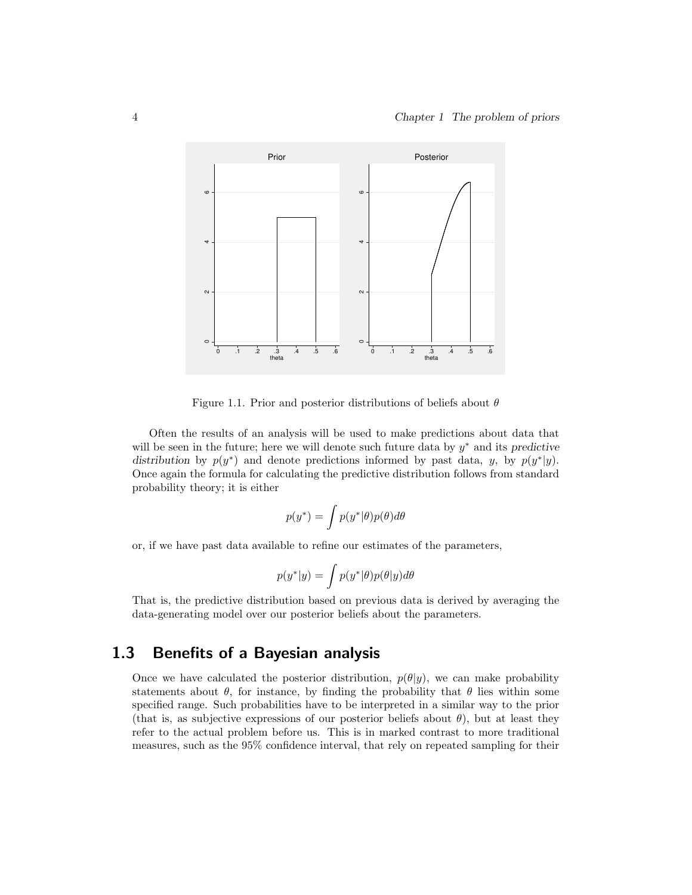Figure 1.1. Prior and posterior distributions of beliefs about $\theta$

Often the results of an analysis will be used to make predictions about data that will be seen in the future; here we will denote such future data by $y^*$ and its *predictive distribution* by $p(y^*)$ and denote predictions informed by past data, $y$, by $p(y^*|y)$. Once again the formula for calculating the predictive distribution follows from standard probability theory; it is either

$$p(y^*) = \int p(y^*|\theta)p(\theta)d\theta$$

or, if we have past data available to refine our estimates of the parameters,

$$p(y^*|y) = \int p(y^*|\theta)p(\theta|y)d\theta$$

That is, the predictive distribution based on previous data is derived by averaging the data-generating model over our posterior beliefs about the parameters.

## 1.3 Benefits of a Bayesian analysis

Once we have calculated the posterior distribution, $p(\theta|y)$, we can make probability statements about $\theta$, for instance, by finding the probability that $\theta$ lies within some specified range. Such probabilities have to be interpreted in a similar way to the prior (that is, as subjective expressions of our posterior beliefs about $\theta$), but at least they refer to the actual problem before us. This is in marked contrast to more traditional measures, such as the 95% confidence interval, that rely on repeated sampling for their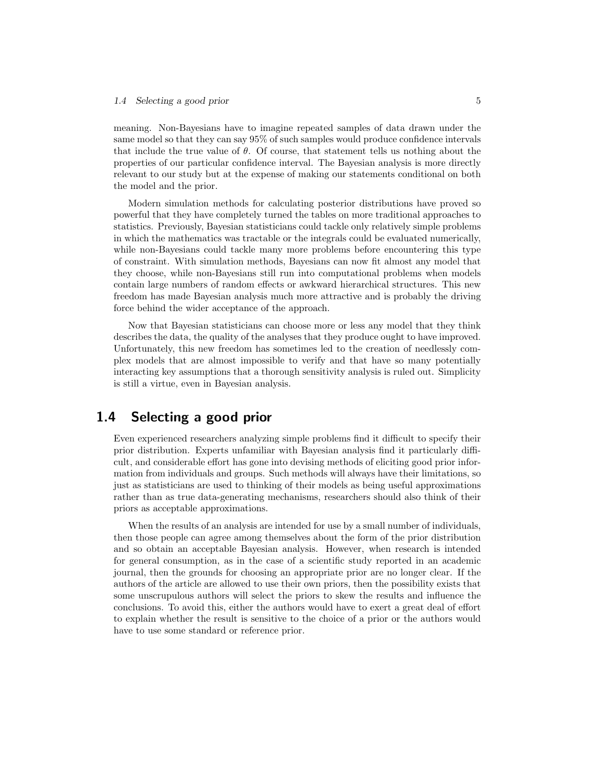meaning. Non-Bayesians have to imagine repeated samples of data drawn under the same model so that they can say 95% of such samples would produce confidence intervals that include the true value of $\theta$. Of course, that statement tells us nothing about the properties of our particular confidence interval. The Bayesian analysis is more directly relevant to our study but at the expense of making our statements conditional on both the model and the prior.

Modern simulation methods for calculating posterior distributions have proved so powerful that they have completely turned the tables on more traditional approaches to statistics. Previously, Bayesian statisticians could tackle only relatively simple problems in which the mathematics was tractable or the integrals could be evaluated numerically, while non-Bayesians could tackle many more problems before encountering this type of constraint. With simulation methods, Bayesians can now fit almost any model that they choose, while non-Bayesians still run into computational problems when models contain large numbers of random effects or awkward hierarchical structures. This new freedom has made Bayesian analysis much more attractive and is probably the driving force behind the wider acceptance of the approach.

Now that Bayesian statisticians can choose more or less any model that they think describes the data, the quality of the analyses that they produce ought to have improved. Unfortunately, this new freedom has sometimes led to the creation of needlessly complex models that are almost impossible to verify and that have so many potentially interacting key assumptions that a thorough sensitivity analysis is ruled out. Simplicity is still a virtue, even in Bayesian analysis.

## 1.4 Selecting a good prior

Even experienced researchers analyzing simple problems find it difficult to specify their prior distribution. Experts unfamiliar with Bayesian analysis find it particularly difficult, and considerable effort has gone into devising methods of eliciting good prior information from individuals and groups. Such methods will always have their limitations, so just as statisticians are used to thinking of their models as being useful approximations rather than as true data-generating mechanisms, researchers should also think of their priors as acceptable approximations.

When the results of an analysis are intended for use by a small number of individuals, then those people can agree among themselves about the form of the prior distribution and so obtain an acceptable Bayesian analysis. However, when research is intended for general consumption, as in the case of a scientific study reported in an academic journal, then the grounds for choosing an appropriate prior are no longer clear. If the authors of the article are allowed to use their own priors, then the possibility exists that some unscrupulous authors will select the priors to skew the results and influence the conclusions. To avoid this, either the authors would have to exert a great deal of effort to explain whether the result is sensitive to the choice of a prior or the authors would have to use some standard or reference prior.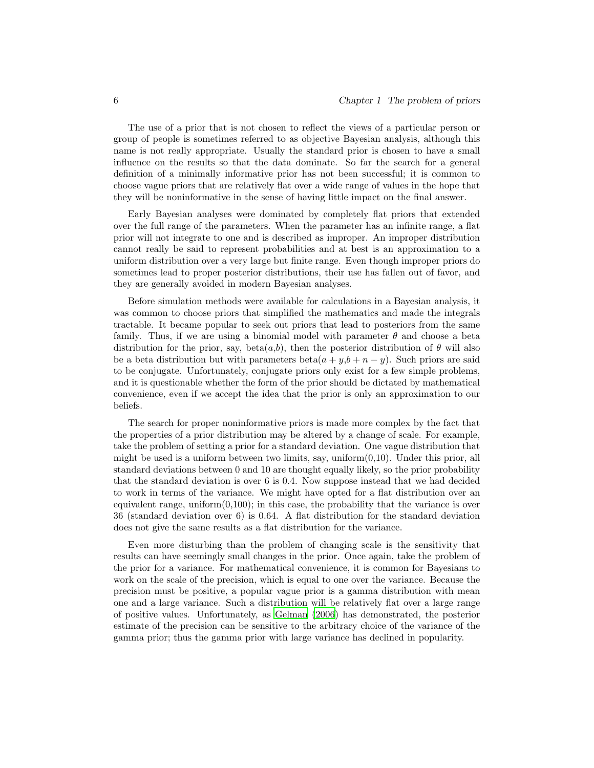The use of a prior that is not chosen to reflect the views of a particular person or group of people is sometimes referred to as objective Bayesian analysis, although this name is not really appropriate. Usually the standard prior is chosen to have a small influence on the results so that the data dominate. So far the search for a general definition of a minimally informative prior has not been successful; it is common to choose vague priors that are relatively flat over a wide range of values in the hope that they will be noninformative in the sense of having little impact on the final answer.

Early Bayesian analyses were dominated by completely flat priors that extended over the full range of the parameters. When the parameter has an infinite range, a flat prior will not integrate to one and is described as improper. An improper distribution cannot really be said to represent probabilities and at best is an approximation to a uniform distribution over a very large but finite range. Even though improper priors do sometimes lead to proper posterior distributions, their use has fallen out of favor, and they are generally avoided in modern Bayesian analyses.

Before simulation methods were available for calculations in a Bayesian analysis, it was common to choose priors that simplified the mathematics and made the integrals tractable. It became popular to seek out priors that lead to posteriors from the same family. Thus, if we are using a binomial model with parameter $\theta$ and choose a beta distribution for the prior, say, beta($a$,$b$), then the posterior distribution of $\theta$ will also be a beta distribution but with parameters beta($a + y$,$b + n - y$). Such priors are said to be conjugate. Unfortunately, conjugate priors only exist for a few simple problems, and it is questionable whether the form of the prior should be dictated by mathematical convenience, even if we accept the idea that the prior is only an approximation to our beliefs.

The search for proper noninformative priors is made more complex by the fact that the properties of a prior distribution may be altered by a change of scale. For example, take the problem of setting a prior for a standard deviation. One vague distribution that might be used is a uniform between two limits, say, uniform(0,10). Under this prior, all standard deviations between 0 and 10 are thought equally likely, so the prior probability that the standard deviation is over 6 is 0.4. Now suppose instead that we had decided to work in terms of the variance. We might have opted for a flat distribution over an equivalent range, uniform(0,100); in this case, the probability that the variance is over 36 (standard deviation over 6) is 0.64. A flat distribution for the standard deviation does not give the same results as a flat distribution for the variance.

Even more disturbing than the problem of changing scale is the sensitivity that results can have seemingly small changes in the prior. Once again, take the problem of the prior for a variance. For mathematical convenience, it is common for Bayesians to work on the scale of the precision, which is equal to one over the variance. Because the precision must be positive, a popular vague prior is a gamma distribution with mean one and a large variance. Such a distribution will be relatively flat over a large range of positive values. Unfortunately, as Gelman (2006) has demonstrated, the posterior estimate of the precision can be sensitive to the arbitrary choice of the variance of the gamma prior; thus the gamma prior with large variance has declined in popularity.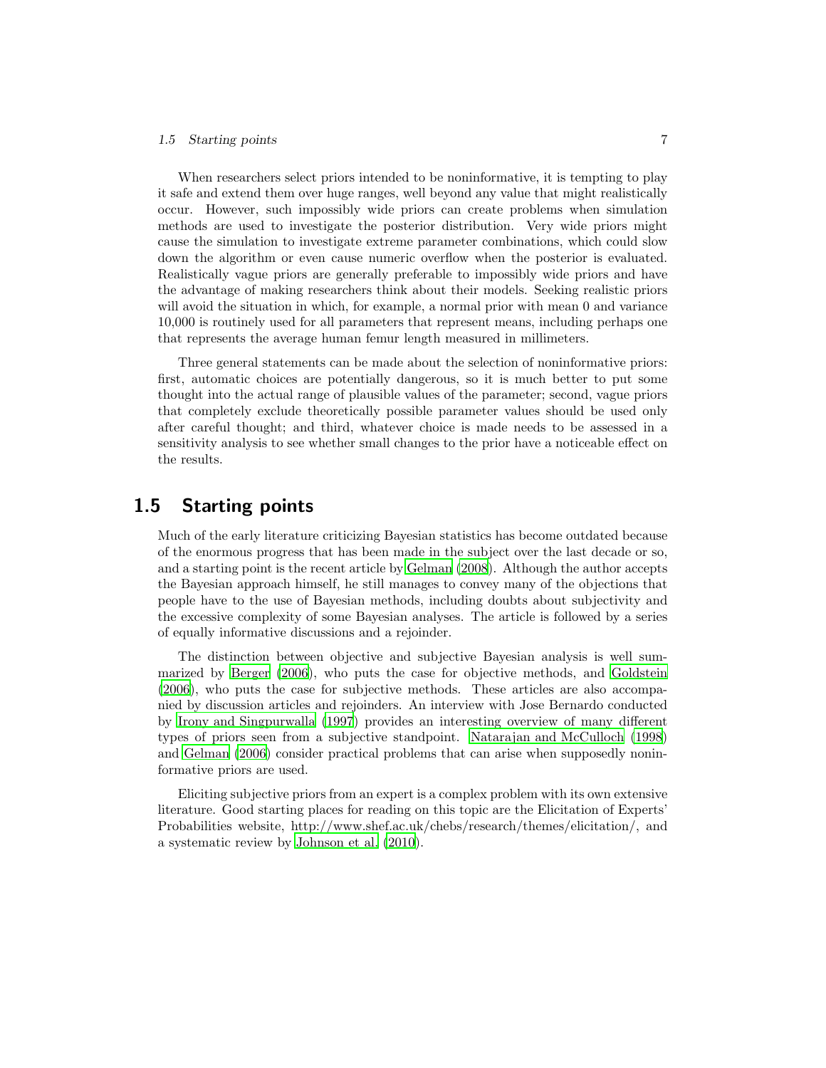When researchers select priors intended to be noninformative, it is tempting to play it safe and extend them over huge ranges, well beyond any value that might realistically occur. However, such impossibly wide priors can create problems when simulation methods are used to investigate the posterior distribution. Very wide priors might cause the simulation to investigate extreme parameter combinations, which could slow down the algorithm or even cause numeric overflow when the posterior is evaluated. Realistically vague priors are generally preferable to impossibly wide priors and have the advantage of making researchers think about their models. Seeking realistic priors will avoid the situation in which, for example, a normal prior with mean 0 and variance 10,000 is routinely used for all parameters that represent means, including perhaps one that represents the average human femur length measured in millimeters.

Three general statements can be made about the selection of noninformative priors: first, automatic choices are potentially dangerous, so it is much better to put some thought into the actual range of plausible values of the parameter; second, vague priors that completely exclude theoretically possible parameter values should be used only after careful thought; and third, whatever choice is made needs to be assessed in a sensitivity analysis to see whether small changes to the prior have a noticeable effect on the results.

## 1.5 Starting points

Much of the early literature criticizing Bayesian statistics has become outdated because of the enormous progress that has been made in the subject over the last decade or so, and a starting point is the recent article by Gelman (2008). Although the author accepts the Bayesian approach himself, he still manages to convey many of the objections that people have to the use of Bayesian methods, including doubts about subjectivity and the excessive complexity of some Bayesian analyses. The article is followed by a series of equally informative discussions and a rejoinder.

The distinction between objective and subjective Bayesian analysis is well summarized by Berger (2006), who puts the case for objective methods, and Goldstein (2006), who puts the case for subjective methods. These articles are also accompanied by discussion articles and rejoinders. An interview with Jose Bernardo conducted by Irony and Singpurwalla (1997) provides an interesting overview of many different types of priors seen from a subjective standpoint. Natarajan and McCulloch (1998) and Gelman (2006) consider practical problems that can arise when supposedly noninformative priors are used.

Eliciting subjective priors from an expert is a complex problem with its own extensive literature. Good starting places for reading on this topic are the Elicitation of Experts' Probabilities website, http://www.shef.ac.uk/chebs/research/themes/elicitation/, and a systematic review by Johnson et al. (2010).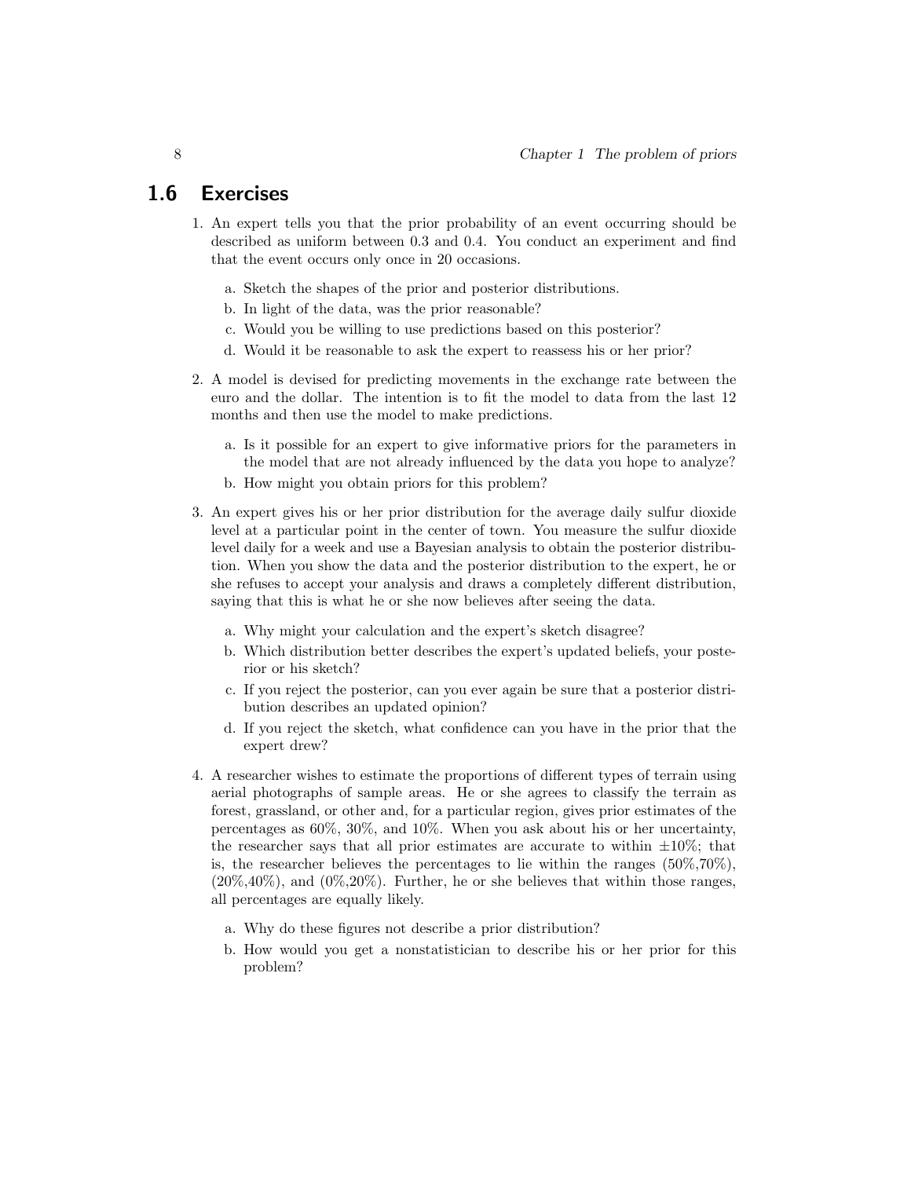## 1.6 Exercises

1. An expert tells you that the prior probability of an event occurring should be described as uniform between 0.3 and 0.4. You conduct an experiment and find that the event occurs only once in 20 occasions.

   a. Sketch the shapes of the prior and posterior distributions.
   b. In light of the data, was the prior reasonable?
   c. Would you be willing to use predictions based on this posterior?
   d. Would it be reasonable to ask the expert to reassess his or her prior?

2. A model is devised for predicting movements in the exchange rate between the euro and the dollar. The intention is to fit the model to data from the last 12 months and then use the model to make predictions.

   a. Is it possible for an expert to give informative priors for the parameters in the model that are not already influenced by the data you hope to analyze?
   b. How might you obtain priors for this problem?

3. An expert gives his or her prior distribution for the average daily sulfur dioxide level at a particular point in the center of town. You measure the sulfur dioxide level daily for a week and use a Bayesian analysis to obtain the posterior distribution. When you show the data and the posterior distribution to the expert, he or she refuses to accept your analysis and draws a completely different distribution, saying that this is what he or she now believes after seeing the data.

   a. Why might your calculation and the expert's sketch disagree?
   b. Which distribution better describes the expert's updated beliefs, your posterior or his sketch?
   c. If you reject the posterior, can you ever again be sure that a posterior distribution describes an updated opinion?
   d. If you reject the sketch, what confidence can you have in the prior that the expert drew?

4. A researcher wishes to estimate the proportions of different types of terrain using aerial photographs of sample areas. He or she agrees to classify the terrain as forest, grassland, or other and, for a particular region, gives prior estimates of the percentages as 60%, 30%, and 10%. When you ask about his or her uncertainty, the researcher says that all prior estimates are accurate to within ±10%; that is, the researcher believes the percentages to lie within the ranges (50%,70%), (20%,40%), and (0%,20%). Further, he or she believes that within those ranges, all percentages are equally likely.

   a. Why do these figures not describe a prior distribution?
   b. How would you get a nonstatistician to describe his or her prior for this problem?